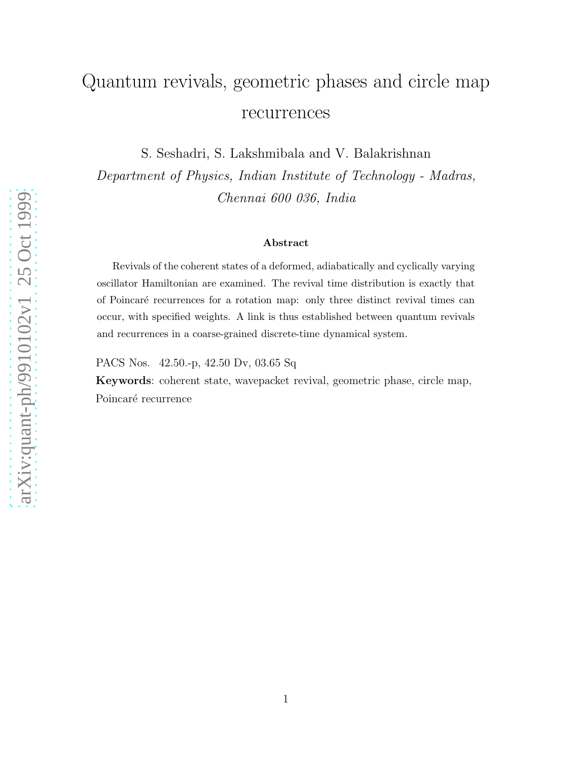# Quantum revivals, geometric phases and circle map recurrences

S. Seshadri, S. Lakshmibala and V. Balakrishnan

*Department of Physics, Indian Institute of Technology - Madras, Chennai 600 036, India*

### Abstract

Revivals of the coherent states of a deformed, adiabatically and cyclically varying oscillator Hamiltonian are examined. The revival time distribution is exactly that of Poincaré recurrences for a rotation map: only three distinct revival times can occur, with specified weights. A link is thus established between quantum revivals and recurrences in a coarse-grained discrete-time dynamical system.

PACS Nos. 42.50.-p, 42.50 Dv, 03.65 Sq

**Keywords**: coherent state, wavepacket revival, geometric phase, circle map, Poincaré recurrence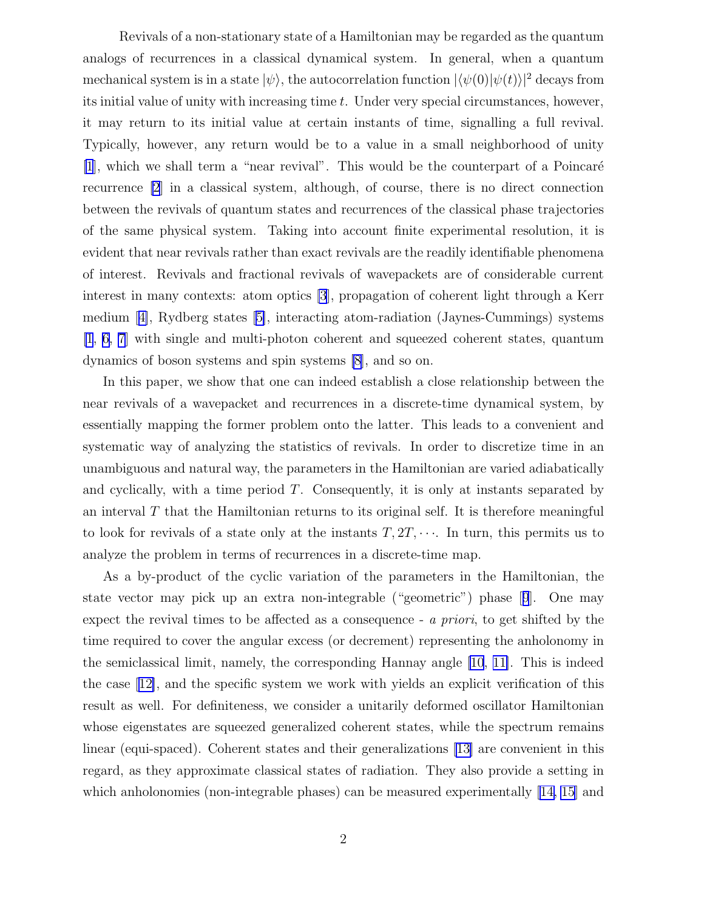Revivals of a non-stationary state of a Hamiltonian may be regarded as the quantum analogs of recurrences in a classical dynamical system. In general, when a quantum mechanical system is in a state $|\psi\rangle$, the autocorrelation function $|\langle\psi(0)|\psi(t)\rangle|^2$ decays from its initial value of unity with increasing time $t$. Under very special circumstances, however, it may return to its initial value at certain instants of time, signalling a full revival. Typically, however, any return would be to a value in a small neighborhood of unity [1], which we shall term a "near revival". This would be the counterpart of a Poincaré recurrence [2] in a classical system, although, of course, there is no direct connection between the revivals of quantum states and recurrences of the classical phase trajectories of the same physical system. Taking into account finite experimental resolution, it is evident that near revivals rather than exact revivals are the readily identifiable phenomena of interest. Revivals and fractional revivals of wavepackets are of considerable current interest in many contexts: atom optics [3], propagation of coherent light through a Kerr medium [4], Rydberg states [5], interacting atom-radiation (Jaynes-Cummings) systems [1, 6, 7] with single and multi-photon coherent and squeezed coherent states, quantum dynamics of boson systems and spin systems [8], and so on.

In this paper, we show that one can indeed establish a close relationship between the near revivals of a wavepacket and recurrences in a discrete-time dynamical system, by essentially mapping the former problem onto the latter. This leads to a convenient and systematic way of analyzing the statistics of revivals. In order to discretize time in an unambiguous and natural way, the parameters in the Hamiltonian are varied adiabatically and cyclically, with a time period $T$. Consequently, it is only at instants separated by an interval $T$ that the Hamiltonian returns to its original self. It is therefore meaningful to look for revivals of a state only at the instants $T, 2T, \cdots$. In turn, this permits us to analyze the problem in terms of recurrences in a discrete-time map.

As a by-product of the cyclic variation of the parameters in the Hamiltonian, the state vector may pick up an extra non-integrable ("geometric") phase [9]. One may expect the revival times to be affected as a consequence - *a priori*, to get shifted by the time required to cover the angular excess (or decrement) representing the anholonomy in the semiclassical limit, namely, the corresponding Hannay angle [10, 11]. This is indeed the case [12], and the specific system we work with yields an explicit verification of this result as well. For definiteness, we consider a unitarily deformed oscillator Hamiltonian whose eigenstates are squeezed generalized coherent states, while the spectrum remains linear (equi-spaced). Coherent states and their generalizations [13] are convenient in this regard, as they approximate classical states of radiation. They also provide a setting in which anholonomies (non-integrable phases) can be measured experimentally [14, 15] and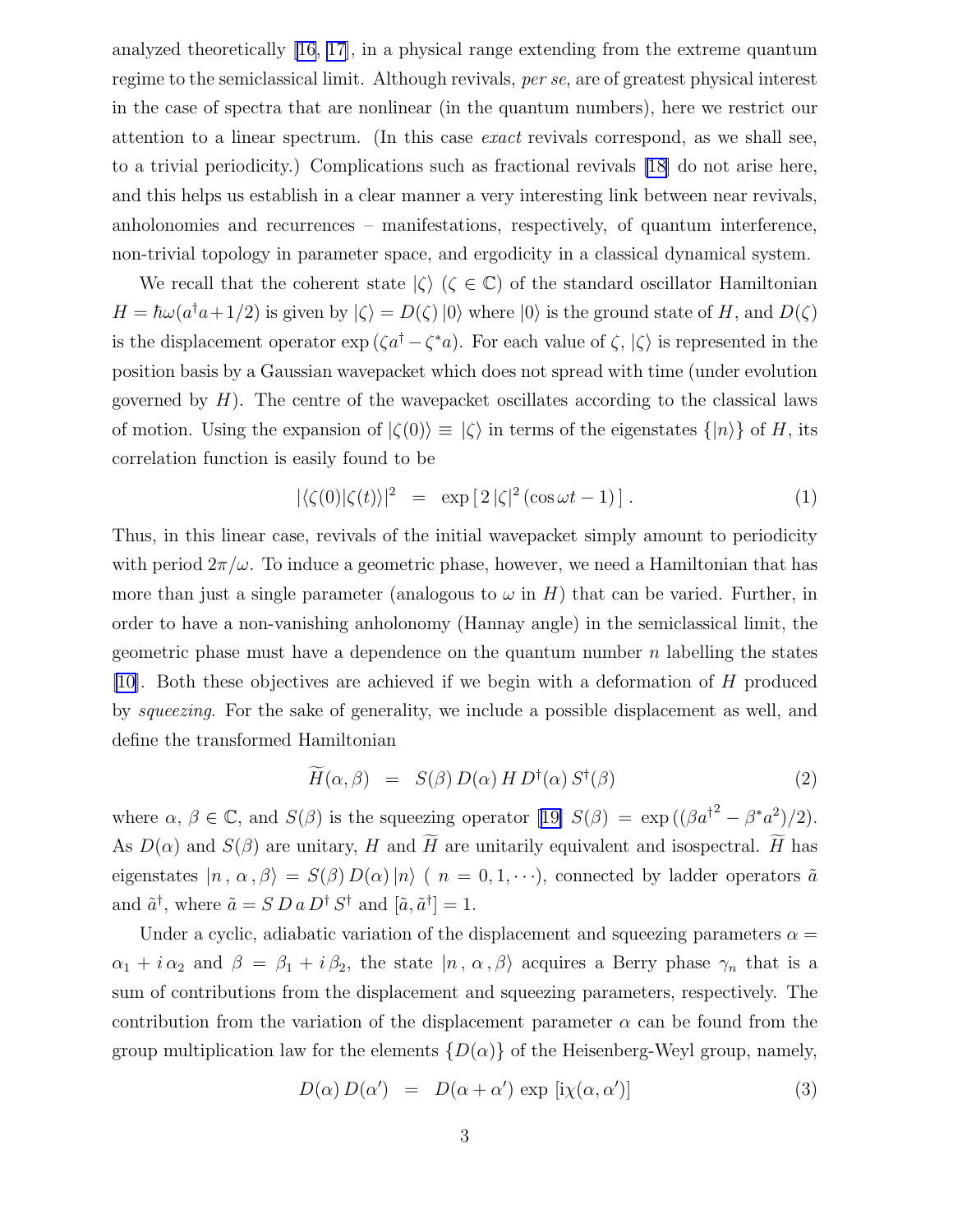analyzed theoretically [16, 17], in a physical range extending from the extreme quantum regime to the semiclassical limit. Although revivals, *per se*, are of greatest physical interest in the case of spectra that are nonlinear (in the quantum numbers), here we restrict our attention to a linear spectrum. (In this case *exact* revivals correspond, as we shall see, to a trivial periodicity.) Complications such as fractional revivals [18] do not arise here, and this helps us establish in a clear manner a very interesting link between near revivals, anholonomies and recurrences – manifestations, respectively, of quantum interference, non-trivial topology in parameter space, and ergodicity in a classical dynamical system.

We recall that the coherent state $|\zeta\rangle$ ($\zeta \in \mathbb{C}$) of the standard oscillator Hamiltonian $H = \hbar\omega(a^\dagger a + 1/2)$ is given by $|\zeta\rangle = D(\zeta)\,|0\rangle$ where $|0\rangle$ is the ground state of $H$, and $D(\zeta)$ is the displacement operator $\exp\left(\zeta a^\dagger - \zeta^* a\right)$. For each value of $\zeta$, $|\zeta\rangle$ is represented in the position basis by a Gaussian wavepacket which does not spread with time (under evolution governed by $H$). The centre of the wavepacket oscillates according to the classical laws of motion. Using the expansion of $|\zeta(0)\rangle \equiv |\zeta\rangle$ in terms of the eigenstates $\{|n\rangle\}$ of $H$, its correlation function is easily found to be

$$|\langle\zeta(0)|\zeta(t)\rangle|^2 \;\;=\;\; \exp\left[\,2\,|\zeta|^2\,(\cos\omega t - 1)\,\right]. \tag{1}$$

Thus, in this linear case, revivals of the initial wavepacket simply amount to periodicity with period $2\pi/\omega$. To induce a geometric phase, however, we need a Hamiltonian that has more than just a single parameter (analogous to $\omega$ in $H$) that can be varied. Further, in order to have a non-vanishing anholonomy (Hannay angle) in the semiclassical limit, the geometric phase must have a dependence on the quantum number $n$ labelling the states [10]. Both these objectives are achieved if we begin with a deformation of $H$ produced by *squeezing*. For the sake of generality, we include a possible displacement as well, and define the transformed Hamiltonian

$$\widetilde{H}(\alpha, \beta) \;\;=\;\; S(\beta)\, D(\alpha)\, H\, D^\dagger(\alpha)\, S^\dagger(\beta) \tag{2}$$

where $\alpha,\, \beta \in \mathbb{C}$, and $S(\beta)$ is the squeezing operator [19] $S(\beta) \,=\, \exp\left((\beta {a^\dagger}^2 - \beta^* a^2)/2\right)$. As $D(\alpha)$ and $S(\beta)$ are unitary, $H$ and $\widetilde{H}$ are unitarily equivalent and isospectral. $\widetilde{H}$ has eigenstates $|n\,,\,\alpha\,,\beta\rangle = S(\beta)\,D(\alpha)\,|n\rangle$ ( $n = 0, 1, \cdots$), connected by ladder operators $\tilde{a}$ and $\tilde{a}^\dagger$, where $\tilde{a} = S\,D\,a\,D^\dagger\,S^\dagger$ and $[\tilde{a}, \tilde{a}^\dagger] = 1$.

Under a cyclic, adiabatic variation of the displacement and squeezing parameters $\alpha = \alpha_1 + i\,\alpha_2$ and $\beta \,=\, \beta_1 + i\,\beta_2$, the state $|n\,,\,\alpha\,,\beta\rangle$ acquires a Berry phase $\gamma_n$ that is a sum of contributions from the displacement and squeezing parameters, respectively. The contribution from the variation of the displacement parameter $\alpha$ can be found from the group multiplication law for the elements $\{D(\alpha)\}$ of the Heisenberg-Weyl group, namely,

$$D(\alpha)\,D(\alpha') \;\;=\;\; D(\alpha + \alpha')\,\exp\,[\mathrm{i}\chi(\alpha, \alpha')] \tag{3}$$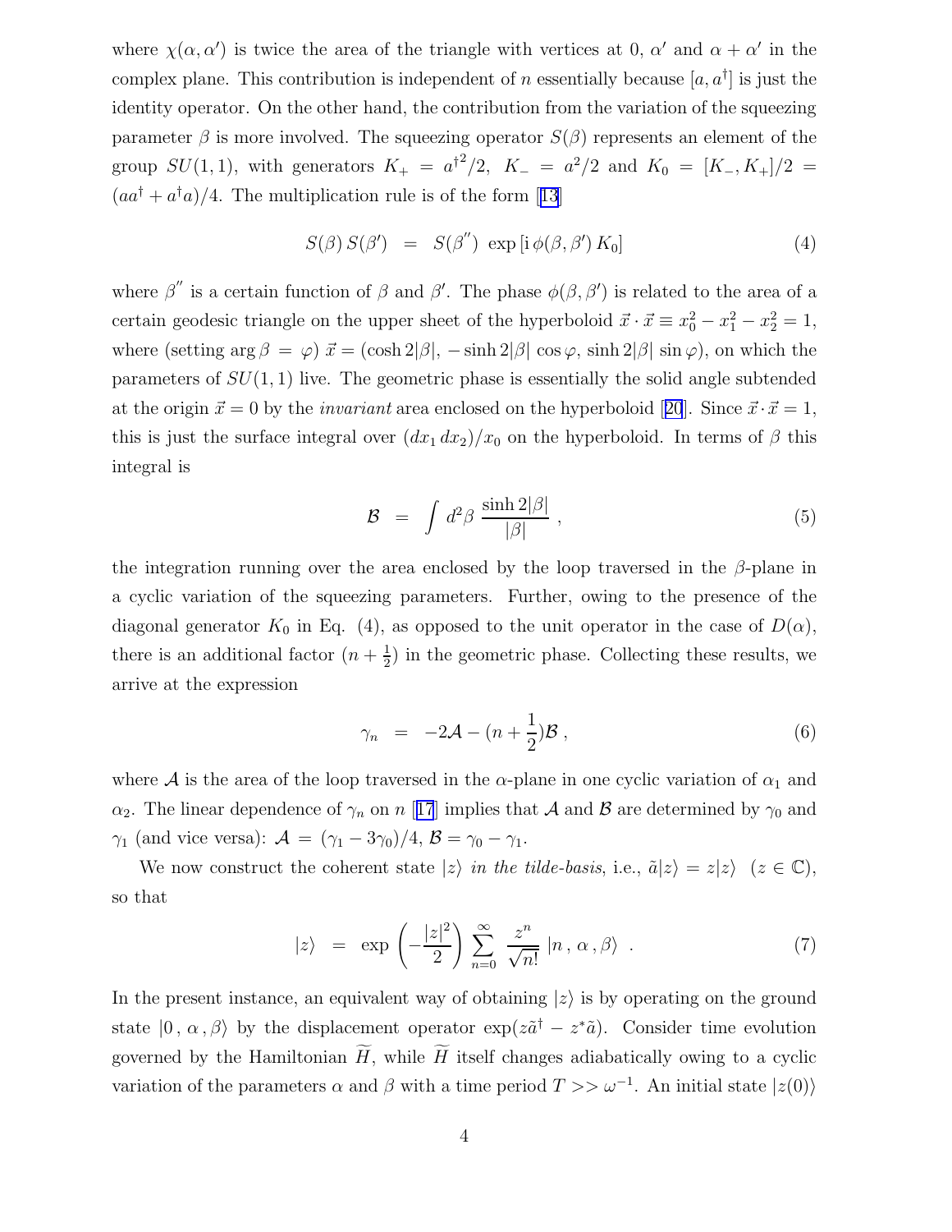where $\chi(\alpha, \alpha')$ is twice the area of the triangle with vertices at 0, $\alpha'$ and $\alpha + \alpha'$ in the complex plane. This contribution is independent of $n$ essentially because $[a, a^\dagger]$ is just the identity operator. On the other hand, the contribution from the variation of the squeezing parameter $\beta$ is more involved. The squeezing operator $S(\beta)$ represents an element of the group $SU(1,1)$, with generators $K_+ = a^{\dagger 2}/2$, $K_- = a^2/2$ and $K_0 = [K_-, K_+]/2 = (aa^\dagger + a^\dagger a)/4$. The multiplication rule is of the form [13]

$$S(\beta)\, S(\beta') \;\; = \;\; S(\beta'') \; \exp\left[\mathrm{i}\, \phi(\beta, \beta')\, K_0\right] \tag{4}$$

where $\beta''$ is a certain function of $\beta$ and $\beta'$. The phase $\phi(\beta, \beta')$ is related to the area of a certain geodesic triangle on the upper sheet of the hyperboloid $\vec{x} \cdot \vec{x} \equiv x_0^2 - x_1^2 - x_2^2 = 1$, where (setting $\arg \beta = \varphi$) $\vec{x} = (\cosh 2|\beta|, -\sinh 2|\beta| \cos \varphi, \sinh 2|\beta| \sin \varphi)$, on which the parameters of $SU(1,1)$ live. The geometric phase is essentially the solid angle subtended at the origin $\vec{x} = 0$ by the *invariant* area enclosed on the hyperboloid [20]. Since $\vec{x} \cdot \vec{x} = 1$, this is just the surface integral over $(dx_1\, dx_2)/x_0$ on the hyperboloid. In terms of $\beta$ this integral is

$$\mathcal{B} \;\; = \;\; \int d^2\beta \, \frac{\sinh 2|\beta|}{|\beta|} \;, \tag{5}$$

the integration running over the area enclosed by the loop traversed in the $\beta$-plane in a cyclic variation of the squeezing parameters. Further, owing to the presence of the diagonal generator $K_0$ in Eq. (4), as opposed to the unit operator in the case of $D(\alpha)$, there is an additional factor $(n + \frac{1}{2})$ in the geometric phase. Collecting these results, we arrive at the expression

$$\gamma_n \;\; = \;\; -2\mathcal{A} - (n + \frac{1}{2})\mathcal{B} \;, \tag{6}$$

where $\mathcal{A}$ is the area of the loop traversed in the $\alpha$-plane in one cyclic variation of $\alpha_1$ and $\alpha_2$. The linear dependence of $\gamma_n$ on $n$ [17] implies that $\mathcal{A}$ and $\mathcal{B}$ are determined by $\gamma_0$ and $\gamma_1$ (and vice versa): $\mathcal{A} = (\gamma_1 - 3\gamma_0)/4$, $\mathcal{B} = \gamma_0 - \gamma_1$.

We now construct the coherent state $|z\rangle$ *in the tilde-basis*, i.e., $\tilde{a}|z\rangle = z|z\rangle \;\; (z \in \mathbb{C})$, so that

$$|z\rangle \;\; = \;\; \exp\left(-\frac{|z|^2}{2}\right) \sum_{n=0}^{\infty} \frac{z^n}{\sqrt{n!}} \; |n\,,\alpha\,,\beta\rangle \;\; . \tag{7}$$

In the present instance, an equivalent way of obtaining $|z\rangle$ is by operating on the ground state $|0\,,\alpha\,,\beta\rangle$ by the displacement operator $\exp(z\tilde{a}^\dagger - z^*\tilde{a})$. Consider time evolution governed by the Hamiltonian $\widetilde{H}$, while $\widetilde{H}$ itself changes adiabatically owing to a cyclic variation of the parameters $\alpha$ and $\beta$ with a time period $T >> \omega^{-1}$. An initial state $|z(0)\rangle$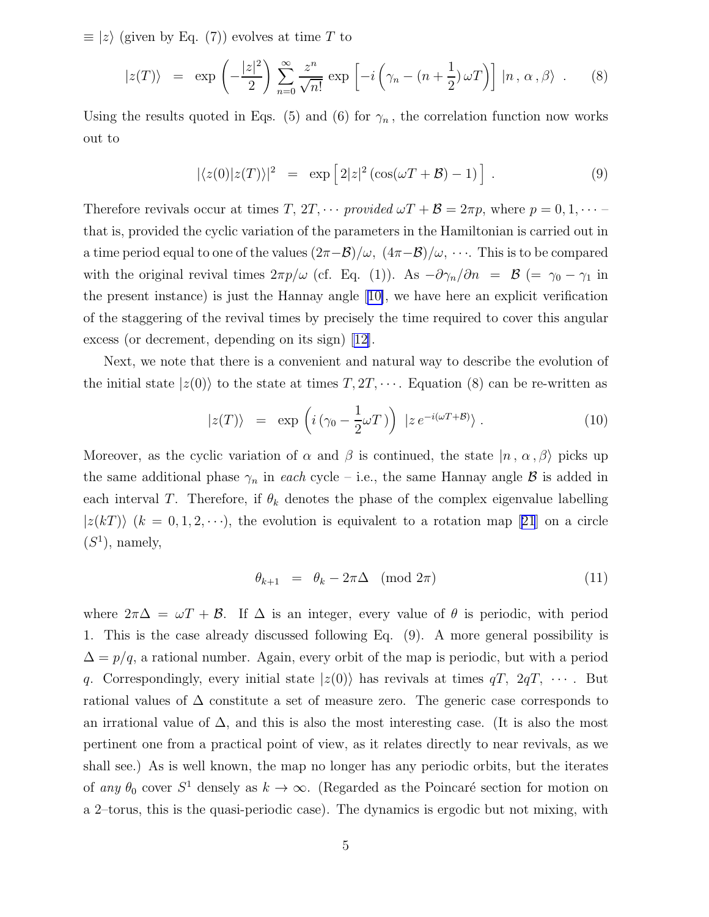$\equiv |z\rangle$ (given by Eq. (7)) evolves at time $T$ to

$$|z(T)\rangle \;=\; \exp\left(-\frac{|z|^2}{2}\right) \sum_{n=0}^{\infty} \frac{z^n}{\sqrt{n!}} \exp\left[-i\left(\gamma_n - (n+\frac{1}{2})\,\omega T\right)\right] \,|n\,,\,\alpha\,,\beta\rangle \;. \tag{8}$$

Using the results quoted in Eqs. (5) and (6) for $\gamma_n$, the correlation function now works out to

$$|\langle z(0)|z(T)\rangle|^2 \;=\; \exp\left[\,2|z|^2\,(\cos(\omega T + \mathcal{B}) - 1)\,\right] \,. \tag{9}$$

Therefore revivals occur at times $T,\, 2T, \cdots$ *provided* $\omega T + \mathcal{B} = 2\pi p$, where $p = 0, 1, \cdots$ – that is, provided the cyclic variation of the parameters in the Hamiltonian is carried out in a time period equal to one of the values $(2\pi - \mathcal{B})/\omega,\; (4\pi - \mathcal{B})/\omega,\; \cdots$. This is to be compared with the original revival times $2\pi p/\omega$ (cf. Eq. (1)). As $-\partial\gamma_n/\partial n \;=\; \mathcal{B}$ ($= \gamma_0 - \gamma_1$ in the present instance) is just the Hannay angle [10], we have here an explicit verification of the staggering of the revival times by precisely the time required to cover this angular excess (or decrement, depending on its sign) [12].

Next, we note that there is a convenient and natural way to describe the evolution of the initial state $|z(0)\rangle$ to the state at times $T, 2T, \cdots$. Equation (8) can be re-written as

$$|z(T)\rangle \;=\; \exp\left(i\,(\gamma_0 - \frac{1}{2}\omega T\,)\right)\; |z\, e^{-i(\omega T + \mathcal{B})}\rangle \,. \tag{10}$$

Moreover, as the cyclic variation of $\alpha$ and $\beta$ is continued, the state $|n\,,\,\alpha\,,\beta\rangle$ picks up the same additional phase $\gamma_n$ in *each* cycle – i.e., the same Hannay angle $\mathcal{B}$ is added in each interval $T$. Therefore, if $\theta_k$ denotes the phase of the complex eigenvalue labelling $|z(kT)\rangle$ ($k = 0, 1, 2, \cdots$), the evolution is equivalent to a rotation map [21] on a circle ($S^1$), namely,

$$\theta_{k+1} \;=\; \theta_k - 2\pi\Delta \pmod{2\pi} \tag{11}$$

where $2\pi\Delta \,=\, \omega T + \mathcal{B}$. If $\Delta$ is an integer, every value of $\theta$ is periodic, with period 1. This is the case already discussed following Eq. (9). A more general possibility is $\Delta = p/q$, a rational number. Again, every orbit of the map is periodic, but with a period $q$. Correspondingly, every initial state $|z(0)\rangle$ has revivals at times $qT,\; 2qT,\; \cdots$. But rational values of $\Delta$ constitute a set of measure zero. The generic case corresponds to an irrational value of $\Delta$, and this is also the most interesting case. (It is also the most pertinent one from a practical point of view, as it relates directly to near revivals, as we shall see.) As is well known, the map no longer has any periodic orbits, but the iterates of *any* $\theta_0$ cover $S^1$ densely as $k \to \infty$. (Regarded as the Poincaré section for motion on a 2–torus, this is the quasi-periodic case). The dynamics is ergodic but not mixing, with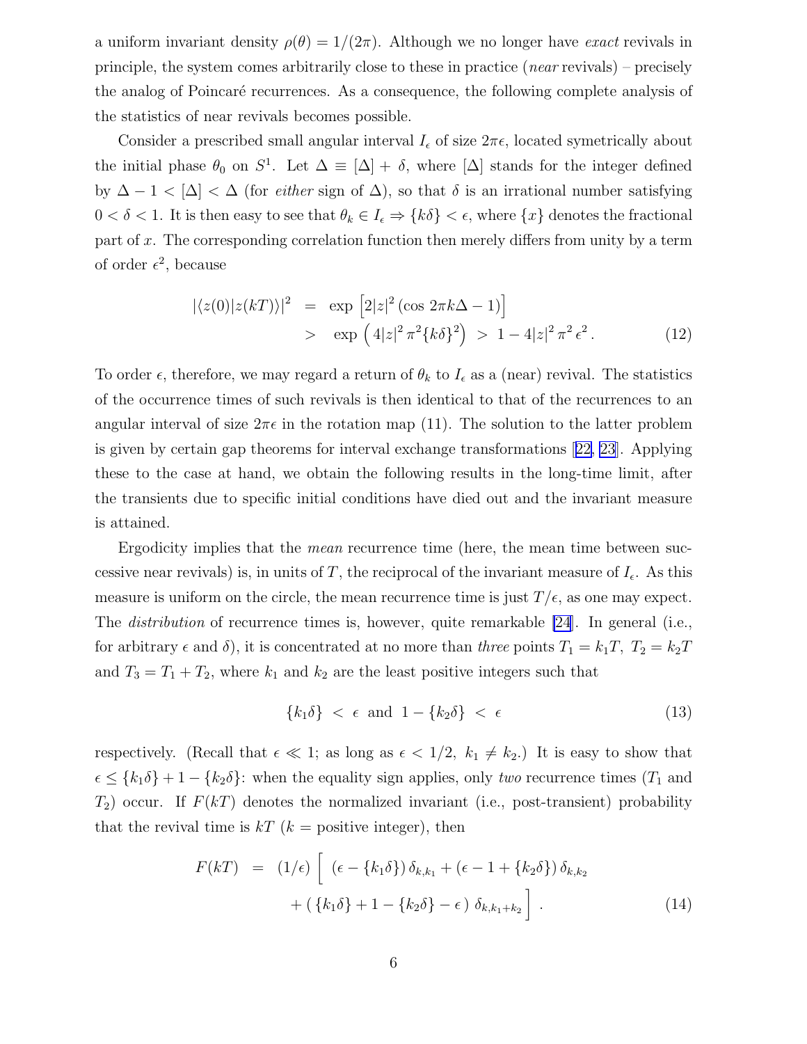a uniform invariant density $\rho(\theta) = 1/(2\pi)$. Although we no longer have *exact* revivals in principle, the system comes arbitrarily close to these in practice (*near* revivals) – precisely the analog of Poincaré recurrences. As a consequence, the following complete analysis of the statistics of near revivals becomes possible.

Consider a prescribed small angular interval $I_\epsilon$ of size $2\pi\epsilon$, located symetrically about the initial phase $\theta_0$ on $S^1$. Let $\Delta \equiv [\Delta] + \delta$, where $[\Delta]$ stands for the integer defined by $\Delta - 1 < [\Delta] < \Delta$ (for *either* sign of $\Delta$), so that $\delta$ is an irrational number satisfying $0 < \delta < 1$. It is then easy to see that $\theta_k \in I_\epsilon \Rightarrow \{k\delta\} < \epsilon$, where $\{x\}$ denotes the fractional part of $x$. The corresponding correlation function then merely differs from unity by a term of order $\epsilon^2$, because

$$
\begin{aligned}
|\langle z(0)|z(kT)\rangle|^2 \;&=\; \exp\left[2|z|^2\left(\cos 2\pi k\Delta - 1\right)\right] \\
&>\; \exp\left(4|z|^2\,\pi^2\{k\delta\}^2\right) \;>\; 1 - 4|z|^2\,\pi^2\,\epsilon^2\,.
\end{aligned}
\tag{12}
$$

To order $\epsilon$, therefore, we may regard a return of $\theta_k$ to $I_\epsilon$ as a (near) revival. The statistics of the occurrence times of such revivals is then identical to that of the recurrences to an angular interval of size $2\pi\epsilon$ in the rotation map (11). The solution to the latter problem is given by certain gap theorems for interval exchange transformations [22, 23]. Applying these to the case at hand, we obtain the following results in the long-time limit, after the transients due to specific initial conditions have died out and the invariant measure is attained.

Ergodicity implies that the *mean* recurrence time (here, the mean time between successive near revivals) is, in units of $T$, the reciprocal of the invariant measure of $I_\epsilon$. As this measure is uniform on the circle, the mean recurrence time is just $T/\epsilon$, as one may expect. The *distribution* of recurrence times is, however, quite remarkable [24]. In general (i.e., for arbitrary $\epsilon$ and $\delta$), it is concentrated at no more than *three* points $T_1 = k_1T,\ T_2 = k_2T$ and $T_3 = T_1 + T_2$, where $k_1$ and $k_2$ are the least positive integers such that

$$
\{k_1\delta\} \;<\; \epsilon \;\;\text{and}\;\; 1 - \{k_2\delta\} \;<\; \epsilon
\tag{13}
$$

respectively. (Recall that $\epsilon \ll 1$; as long as $\epsilon < 1/2,\ k_1 \neq k_2$.) It is easy to show that $\epsilon \leq \{k_1\delta\} + 1 - \{k_2\delta\}$: when the equality sign applies, only *two* recurrence times ($T_1$ and $T_2$) occur. If $F(kT)$ denotes the normalized invariant (i.e., post-transient) probability that the revival time is $kT$ ($k$ = positive integer), then

$$
\begin{aligned}
F(kT) \;&=\; (1/\epsilon)\,\Big[\;(\epsilon - \{k_1\delta\})\,\delta_{k,k_1} + (\epsilon - 1 + \{k_2\delta\})\,\delta_{k,k_2} \\
&\qquad + (\,\{k_1\delta\} + 1 - \{k_2\delta\} - \epsilon\,)\;\delta_{k,k_1+k_2}\Big]\,.
\end{aligned}
\tag{14}
$$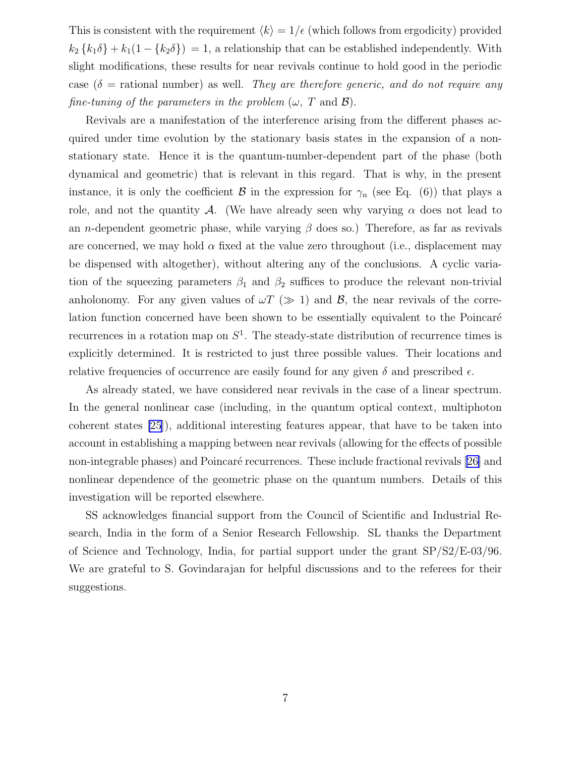This is consistent with the requirement $\langle k \rangle = 1/\epsilon$ (which follows from ergodicity) provided $k_2 \{k_1 \delta\} + k_1(1 - \{k_2 \delta\}) = 1$, a relationship that can be established independently. With slight modifications, these results for near revivals continue to hold good in the periodic case ($\delta$ = rational number) as well. *They are therefore generic, and do not require any fine-tuning of the parameters in the problem* ($\omega$, $T$ and $\mathcal{B}$).

Revivals are a manifestation of the interference arising from the different phases acquired under time evolution by the stationary basis states in the expansion of a non-stationary state. Hence it is the quantum-number-dependent part of the phase (both dynamical and geometric) that is relevant in this regard. That is why, in the present instance, it is only the coefficient $\mathcal{B}$ in the expression for $\gamma_n$ (see Eq. (6)) that plays a role, and not the quantity $\mathcal{A}$. (We have already seen why varying $\alpha$ does not lead to an $n$-dependent geometric phase, while varying $\beta$ does so.) Therefore, as far as revivals are concerned, we may hold $\alpha$ fixed at the value zero throughout (i.e., displacement may be dispensed with altogether), without altering any of the conclusions. A cyclic variation of the squeezing parameters $\beta_1$ and $\beta_2$ suffices to produce the relevant non-trivial anholonomy. For any given values of $\omega T$ ($\gg 1$) and $\mathcal{B}$, the near revivals of the correlation function concerned have been shown to be essentially equivalent to the Poincaré recurrences in a rotation map on $S^1$. The steady-state distribution of recurrence times is explicitly determined. It is restricted to just three possible values. Their locations and relative frequencies of occurrence are easily found for any given $\delta$ and prescribed $\epsilon$.

As already stated, we have considered near revivals in the case of a linear spectrum. In the general nonlinear case (including, in the quantum optical context, multiphoton coherent states [25]), additional interesting features appear, that have to be taken into account in establishing a mapping between near revivals (allowing for the effects of possible non-integrable phases) and Poincaré recurrences. These include fractional revivals [26] and nonlinear dependence of the geometric phase on the quantum numbers. Details of this investigation will be reported elsewhere.

SS acknowledges financial support from the Council of Scientific and Industrial Research, India in the form of a Senior Research Fellowship. SL thanks the Department of Science and Technology, India, for partial support under the grant SP/S2/E-03/96. We are grateful to S. Govindarajan for helpful discussions and to the referees for their suggestions.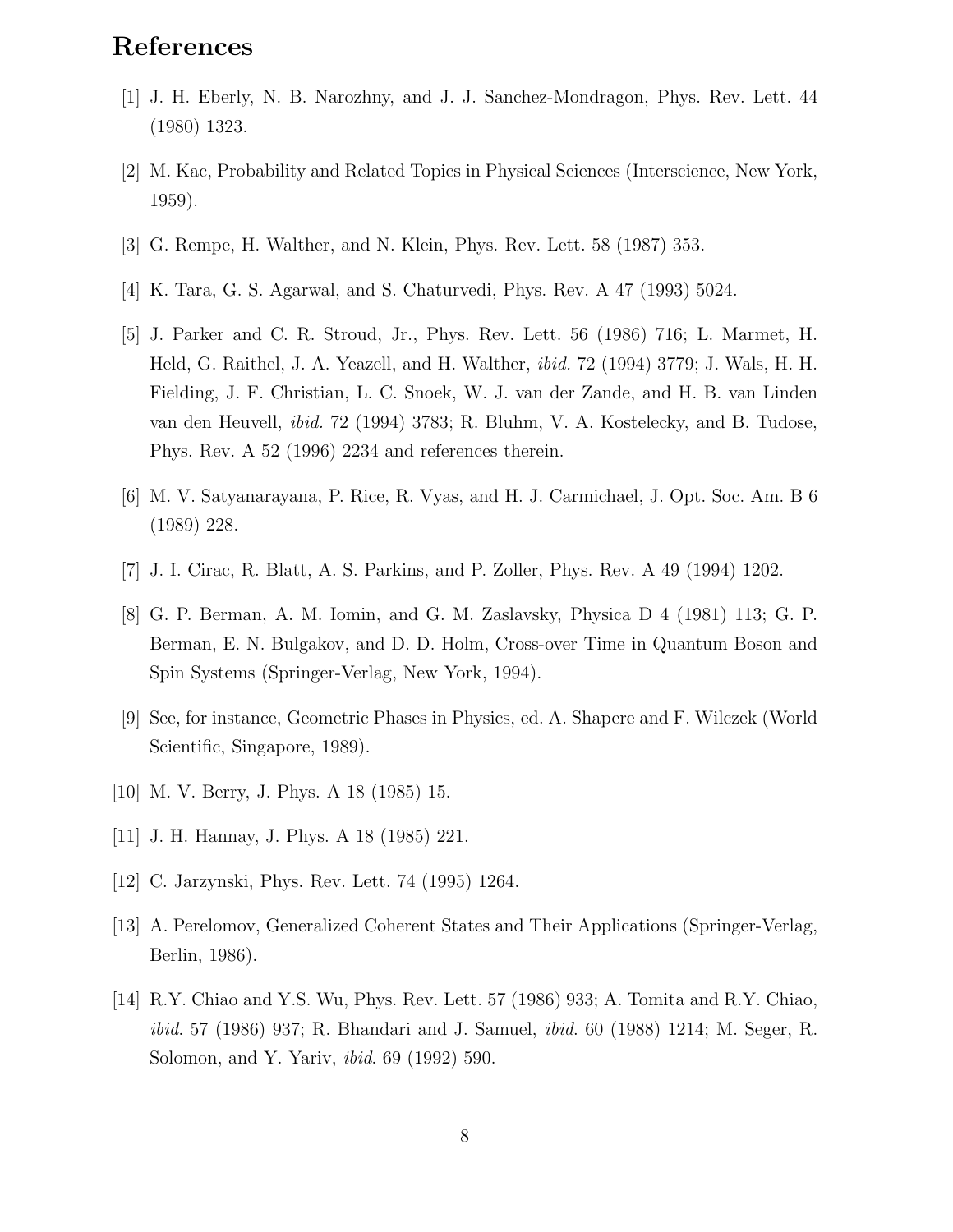# References

[1] J. H. Eberly, N. B. Narozhny, and J. J. Sanchez-Mondragon, Phys. Rev. Lett. 44 (1980) 1323.

[2] M. Kac, Probability and Related Topics in Physical Sciences (Interscience, New York, 1959).

[3] G. Rempe, H. Walther, and N. Klein, Phys. Rev. Lett. 58 (1987) 353.

[4] K. Tara, G. S. Agarwal, and S. Chaturvedi, Phys. Rev. A 47 (1993) 5024.

[5] J. Parker and C. R. Stroud, Jr., Phys. Rev. Lett. 56 (1986) 716; L. Marmet, H. Held, G. Raithel, J. A. Yeazell, and H. Walther, *ibid.* 72 (1994) 3779; J. Wals, H. H. Fielding, J. F. Christian, L. C. Snoek, W. J. van der Zande, and H. B. van Linden van den Heuvell, *ibid.* 72 (1994) 3783; R. Bluhm, V. A. Kostelecky, and B. Tudose, Phys. Rev. A 52 (1996) 2234 and references therein.

[6] M. V. Satyanarayana, P. Rice, R. Vyas, and H. J. Carmichael, J. Opt. Soc. Am. B 6 (1989) 228.

[7] J. I. Cirac, R. Blatt, A. S. Parkins, and P. Zoller, Phys. Rev. A 49 (1994) 1202.

[8] G. P. Berman, A. M. Iomin, and G. M. Zaslavsky, Physica D 4 (1981) 113; G. P. Berman, E. N. Bulgakov, and D. D. Holm, Cross-over Time in Quantum Boson and Spin Systems (Springer-Verlag, New York, 1994).

[9] See, for instance, Geometric Phases in Physics, ed. A. Shapere and F. Wilczek (World Scientific, Singapore, 1989).

[10] M. V. Berry, J. Phys. A 18 (1985) 15.

[11] J. H. Hannay, J. Phys. A 18 (1985) 221.

[12] C. Jarzynski, Phys. Rev. Lett. 74 (1995) 1264.

[13] A. Perelomov, Generalized Coherent States and Their Applications (Springer-Verlag, Berlin, 1986).

[14] R.Y. Chiao and Y.S. Wu, Phys. Rev. Lett. 57 (1986) 933; A. Tomita and R.Y. Chiao, *ibid*. 57 (1986) 937; R. Bhandari and J. Samuel, *ibid*. 60 (1988) 1214; M. Seger, R. Solomon, and Y. Yariv, *ibid*. 69 (1992) 590.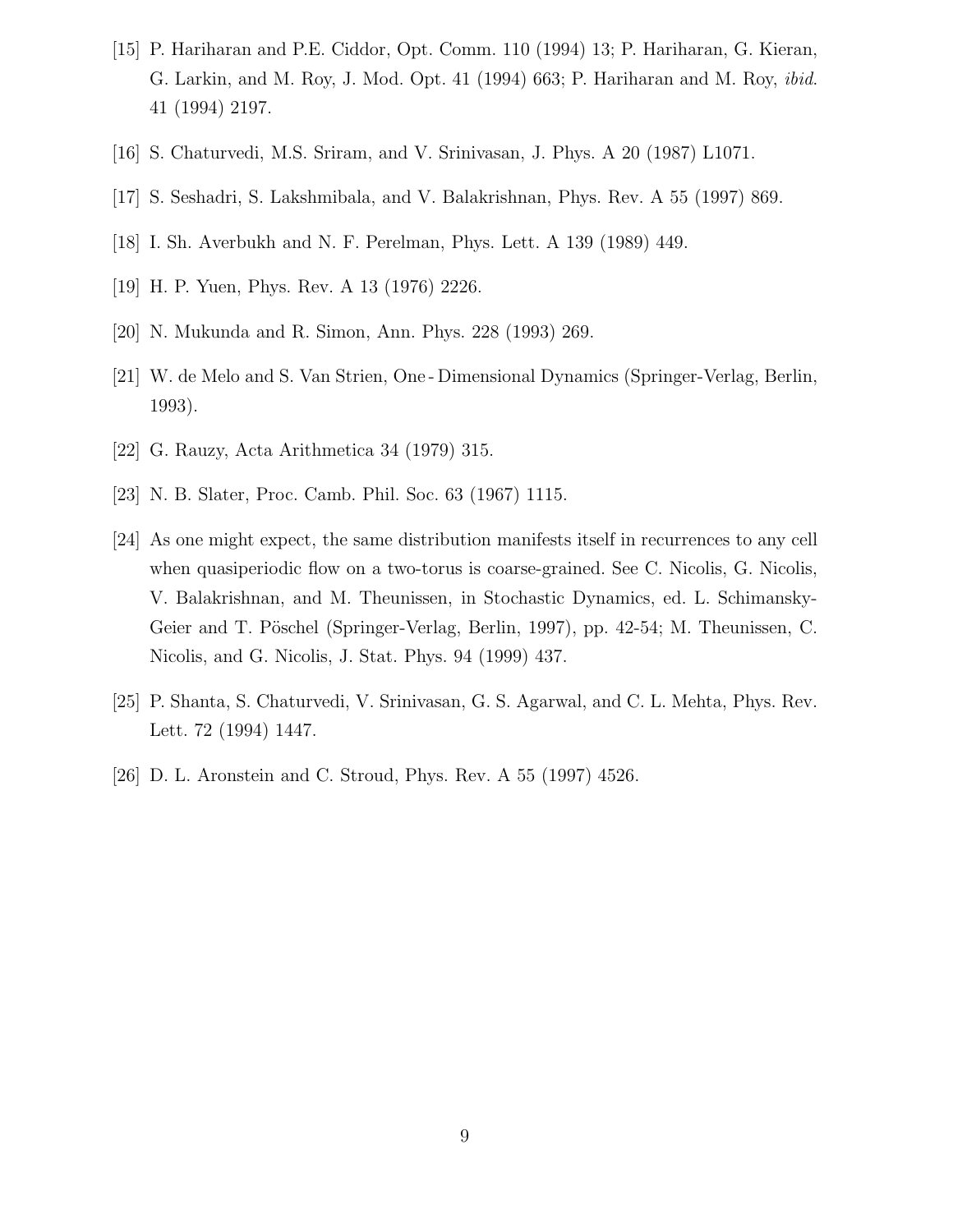[15] P. Hariharan and P.E. Ciddor, Opt. Comm. 110 (1994) 13; P. Hariharan, G. Kieran, G. Larkin, and M. Roy, J. Mod. Opt. 41 (1994) 663; P. Hariharan and M. Roy, *ibid*. 41 (1994) 2197.

[16] S. Chaturvedi, M.S. Sriram, and V. Srinivasan, J. Phys. A 20 (1987) L1071.

[17] S. Seshadri, S. Lakshmibala, and V. Balakrishnan, Phys. Rev. A 55 (1997) 869.

[18] I. Sh. Averbukh and N. F. Perelman, Phys. Lett. A 139 (1989) 449.

[19] H. P. Yuen, Phys. Rev. A 13 (1976) 2226.

[20] N. Mukunda and R. Simon, Ann. Phys. 228 (1993) 269.

[21] W. de Melo and S. Van Strien, One - Dimensional Dynamics (Springer-Verlag, Berlin, 1993).

[22] G. Rauzy, Acta Arithmetica 34 (1979) 315.

[23] N. B. Slater, Proc. Camb. Phil. Soc. 63 (1967) 1115.

[24] As one might expect, the same distribution manifests itself in recurrences to any cell when quasiperiodic flow on a two-torus is coarse-grained. See C. Nicolis, G. Nicolis, V. Balakrishnan, and M. Theunissen, in Stochastic Dynamics, ed. L. Schimansky-Geier and T. Pöschel (Springer-Verlag, Berlin, 1997), pp. 42-54; M. Theunissen, C. Nicolis, and G. Nicolis, J. Stat. Phys. 94 (1999) 437.

[25] P. Shanta, S. Chaturvedi, V. Srinivasan, G. S. Agarwal, and C. L. Mehta, Phys. Rev. Lett. 72 (1994) 1447.

[26] D. L. Aronstein and C. Stroud, Phys. Rev. A 55 (1997) 4526.